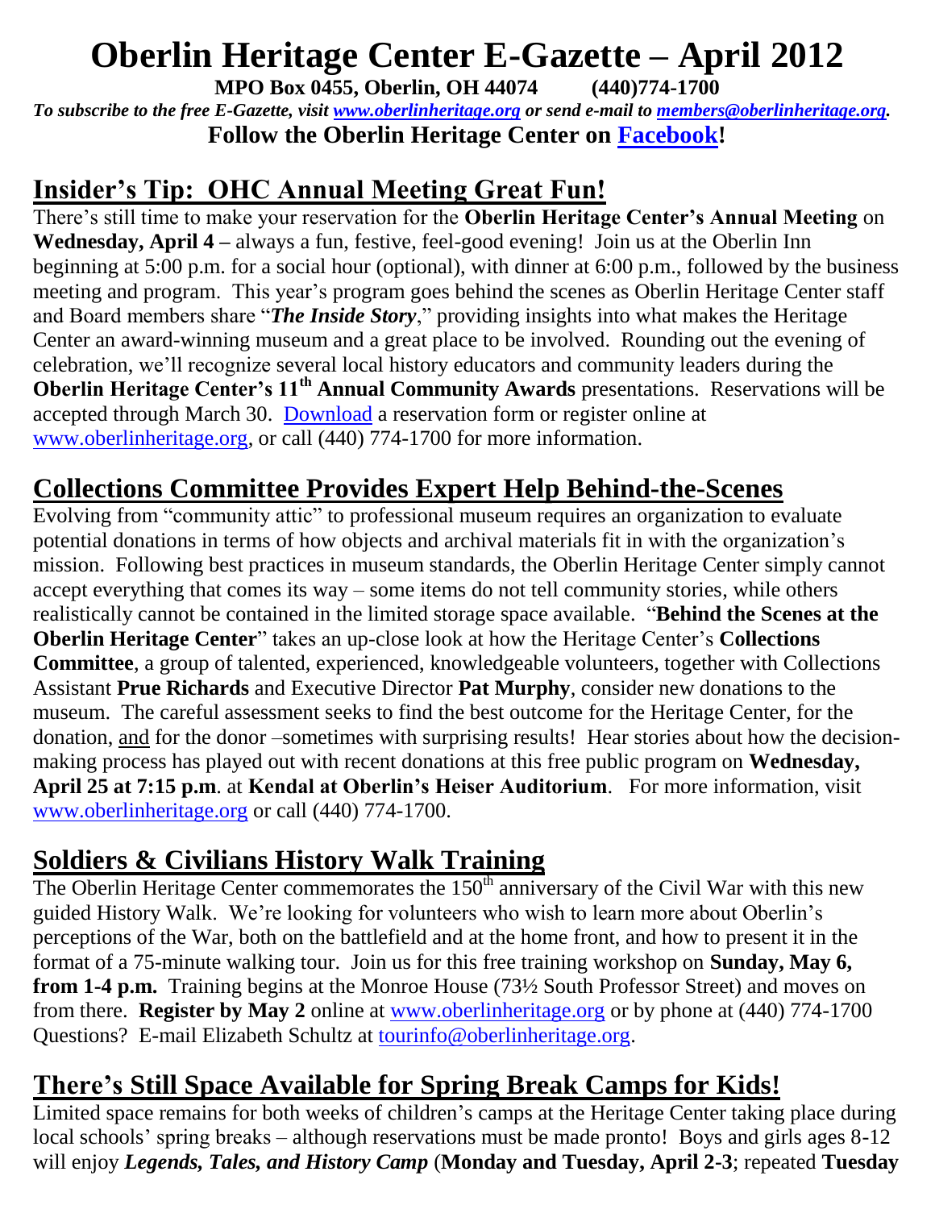# Oberlin Heritage Center E-Gazette – April 2012

**MPO Box 0455, Oberlin, OH 44074 (440)774-1700**

*To subscribe to the free E-Gazette, visit www.oberlinheritage.org or send e-mail to members@oberlinheritage.org.*

**Follow the Oberlin Heritage Center on Facebook!**

## Insider's Tip: OHC Annual Meeting Great Fun!

There's still time to make your reservation for the **Oberlin Heritage Center's Annual Meeting** on **Wednesday, April 4 –** always a fun, festive, feel-good evening! Join us at the Oberlin Inn beginning at 5:00 p.m. for a social hour (optional), with dinner at 6:00 p.m., followed by the business meeting and program. This year's program goes behind the scenes as Oberlin Heritage Center staff and Board members share "***The Inside Story***," providing insights into what makes the Heritage Center an award-winning museum and a great place to be involved. Rounding out the evening of celebration, we'll recognize several local history educators and community leaders during the **Oberlin Heritage Center's 11th Annual Community Awards** presentations. Reservations will be accepted through March 30. Download a reservation form or register online at www.oberlinheritage.org, or call (440) 774-1700 for more information.

## Collections Committee Provides Expert Help Behind-the-Scenes

Evolving from "community attic" to professional museum requires an organization to evaluate potential donations in terms of how objects and archival materials fit in with the organization's mission. Following best practices in museum standards, the Oberlin Heritage Center simply cannot accept everything that comes its way – some items do not tell community stories, while others realistically cannot be contained in the limited storage space available. "**Behind the Scenes at the Oberlin Heritage Center**" takes an up-close look at how the Heritage Center's **Collections Committee**, a group of talented, experienced, knowledgeable volunteers, together with Collections Assistant **Prue Richards** and Executive Director **Pat Murphy**, consider new donations to the museum. The careful assessment seeks to find the best outcome for the Heritage Center, for the donation, and for the donor –sometimes with surprising results! Hear stories about how the decision-making process has played out with recent donations at this free public program on **Wednesday, April 25 at 7:15 p.m**. at **Kendal at Oberlin's Heiser Auditorium**. For more information, visit www.oberlinheritage.org or call (440) 774-1700.

## Soldiers & Civilians History Walk Training

The Oberlin Heritage Center commemorates the 150th anniversary of the Civil War with this new guided History Walk. We're looking for volunteers who wish to learn more about Oberlin's perceptions of the War, both on the battlefield and at the home front, and how to present it in the format of a 75-minute walking tour. Join us for this free training workshop on **Sunday, May 6, from 1-4 p.m.** Training begins at the Monroe House (73½ South Professor Street) and moves on from there. **Register by May 2** online at www.oberlinheritage.org or by phone at (440) 774-1700 Questions? E-mail Elizabeth Schultz at tourinfo@oberlinheritage.org.

## There's Still Space Available for Spring Break Camps for Kids!

Limited space remains for both weeks of children's camps at the Heritage Center taking place during local schools' spring breaks – although reservations must be made pronto! Boys and girls ages 8-12 will enjoy ***Legends, Tales, and History Camp*** (**Monday and Tuesday, April 2-3**; repeated **Tuesday**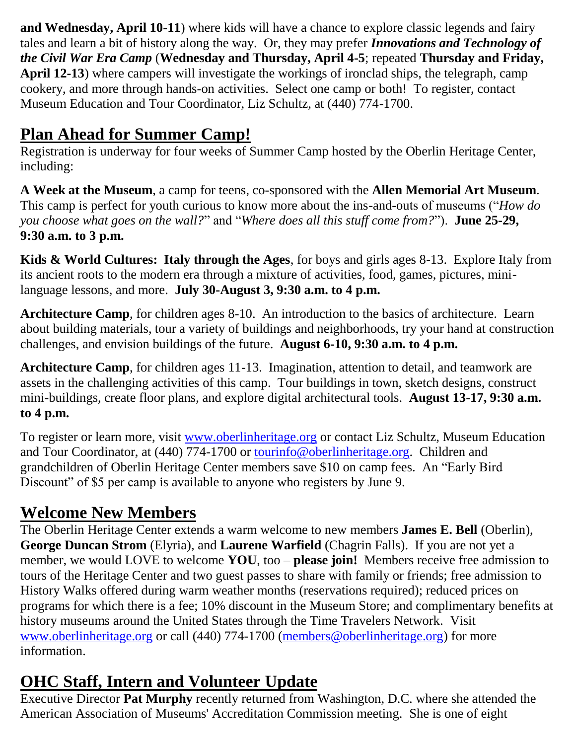**and Wednesday, April 10-11**) where kids will have a chance to explore classic legends and fairy tales and learn a bit of history along the way. Or, they may prefer ***Innovations and Technology of the Civil War Era Camp*** (**Wednesday and Thursday, April 4-5**; repeated **Thursday and Friday, April 12-13**) where campers will investigate the workings of ironclad ships, the telegraph, camp cookery, and more through hands-on activities. Select one camp or both! To register, contact Museum Education and Tour Coordinator, Liz Schultz, at (440) 774-1700.

## Plan Ahead for Summer Camp!

Registration is underway for four weeks of Summer Camp hosted by the Oberlin Heritage Center, including:

**A Week at the Museum**, a camp for teens, co-sponsored with the **Allen Memorial Art Museum**. This camp is perfect for youth curious to know more about the ins-and-outs of museums ("*How do you choose what goes on the wall?*" and "*Where does all this stuff come from?*"). **June 25-29, 9:30 a.m. to 3 p.m.**

**Kids & World Cultures: Italy through the Ages**, for boys and girls ages 8-13. Explore Italy from its ancient roots to the modern era through a mixture of activities, food, games, pictures, mini-language lessons, and more. **July 30-August 3, 9:30 a.m. to 4 p.m.**

**Architecture Camp**, for children ages 8-10. An introduction to the basics of architecture. Learn about building materials, tour a variety of buildings and neighborhoods, try your hand at construction challenges, and envision buildings of the future. **August 6-10, 9:30 a.m. to 4 p.m.**

**Architecture Camp**, for children ages 11-13. Imagination, attention to detail, and teamwork are assets in the challenging activities of this camp. Tour buildings in town, sketch designs, construct mini-buildings, create floor plans, and explore digital architectural tools. **August 13-17, 9:30 a.m. to 4 p.m.**

To register or learn more, visit www.oberlinheritage.org or contact Liz Schultz, Museum Education and Tour Coordinator, at (440) 774-1700 or tourinfo@oberlinheritage.org. Children and grandchildren of Oberlin Heritage Center members save $10 on camp fees. An "Early Bird Discount" of $5 per camp is available to anyone who registers by June 9.

## Welcome New Members

The Oberlin Heritage Center extends a warm welcome to new members **James E. Bell** (Oberlin), **George Duncan Strom** (Elyria), and **Laurene Warfield** (Chagrin Falls). If you are not yet a member, we would LOVE to welcome **YOU**, too – **please join!** Members receive free admission to tours of the Heritage Center and two guest passes to share with family or friends; free admission to History Walks offered during warm weather months (reservations required); reduced prices on programs for which there is a fee; 10% discount in the Museum Store; and complimentary benefits at history museums around the United States through the Time Travelers Network. Visit www.oberlinheritage.org or call (440) 774-1700 (members@oberlinheritage.org) for more information.

## OHC Staff, Intern and Volunteer Update

Executive Director **Pat Murphy** recently returned from Washington, D.C. where she attended the American Association of Museums' Accreditation Commission meeting. She is one of eight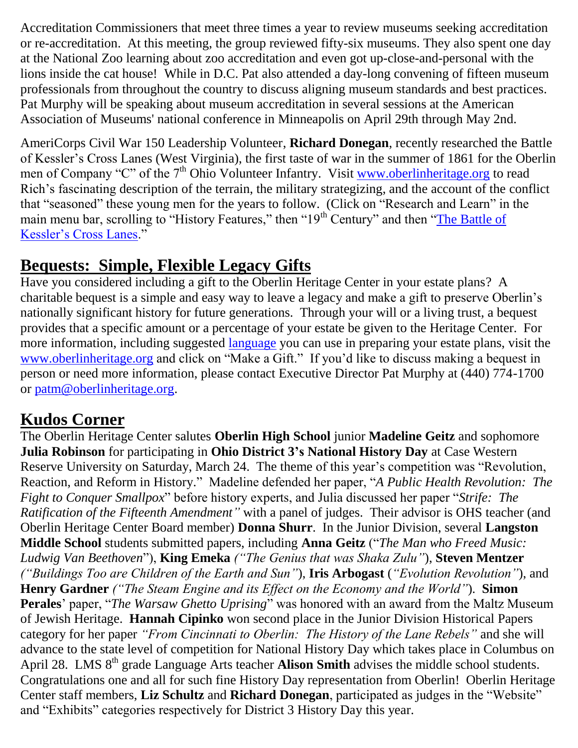Accreditation Commissioners that meet three times a year to review museums seeking accreditation or re-accreditation. At this meeting, the group reviewed fifty-six museums. They also spent one day at the National Zoo learning about zoo accreditation and even got up-close-and-personal with the lions inside the cat house! While in D.C. Pat also attended a day-long convening of fifteen museum professionals from throughout the country to discuss aligning museum standards and best practices. Pat Murphy will be speaking about museum accreditation in several sessions at the American Association of Museums' national conference in Minneapolis on April 29th through May 2nd.

AmeriCorps Civil War 150 Leadership Volunteer, **Richard Donegan**, recently researched the Battle of Kessler's Cross Lanes (West Virginia), the first taste of war in the summer of 1861 for the Oberlin men of Company "C" of the 7th Ohio Volunteer Infantry. Visit [www.oberlinheritage.org](www.oberlinheritage.org) to read Rich's fascinating description of the terrain, the military strategizing, and the account of the conflict that "seasoned" these young men for the years to follow. (Click on "Research and Learn" in the main menu bar, scrolling to "History Features," then "19th Century" and then "[The Battle of Kessler's Cross Lanes](#)."

## Bequests: Simple, Flexible Legacy Gifts

Have you considered including a gift to the Oberlin Heritage Center in your estate plans? A charitable bequest is a simple and easy way to leave a legacy and make a gift to preserve Oberlin's nationally significant history for future generations. Through your will or a living trust, a bequest provides that a specific amount or a percentage of your estate be given to the Heritage Center. For more information, including suggested [language](#) you can use in preparing your estate plans, visit the [www.oberlinheritage.org](www.oberlinheritage.org) and click on "Make a Gift." If you'd like to discuss making a bequest in person or need more information, please contact Executive Director Pat Murphy at (440) 774-1700 or [patm@oberlinheritage.org](mailto:patm@oberlinheritage.org).

## Kudos Corner

The Oberlin Heritage Center salutes **Oberlin High School** junior **Madeline Geitz** and sophomore **Julia Robinson** for participating in **Ohio District 3's National History Day** at Case Western Reserve University on Saturday, March 24. The theme of this year's competition was "Revolution, Reaction, and Reform in History." Madeline defended her paper, "*A Public Health Revolution: The Fight to Conquer Smallpox*" before history experts, and Julia discussed her paper "*Strife: The Ratification of the Fifteenth Amendment"* with a panel of judges. Their advisor is OHS teacher (and Oberlin Heritage Center Board member) **Donna Shurr**. In the Junior Division, several **Langston Middle School** students submitted papers, including **Anna Geitz** ("*The Man who Freed Music: Ludwig Van Beethoven*"), **King Emeka** *("The Genius that was Shaka Zulu")*, **Steven Mentzer** *("Buildings Too are Children of the Earth and Sun")*, **Iris Arbogast** (*"Evolution Revolution"*), and **Henry Gardner** *("The Steam Engine and its Effect on the Economy and the World")*. **Simon Perales**' paper, "*The Warsaw Ghetto Uprising*" was honored with an award from the Maltz Museum of Jewish Heritage. **Hannah Cipinko** won second place in the Junior Division Historical Papers category for her paper *"From Cincinnati to Oberlin: The History of the Lane Rebels"* and she will advance to the state level of competition for National History Day which takes place in Columbus on April 28. LMS 8th grade Language Arts teacher **Alison Smith** advises the middle school students. Congratulations one and all for such fine History Day representation from Oberlin! Oberlin Heritage Center staff members, **Liz Schultz** and **Richard Donegan**, participated as judges in the "Website" and "Exhibits" categories respectively for District 3 History Day this year.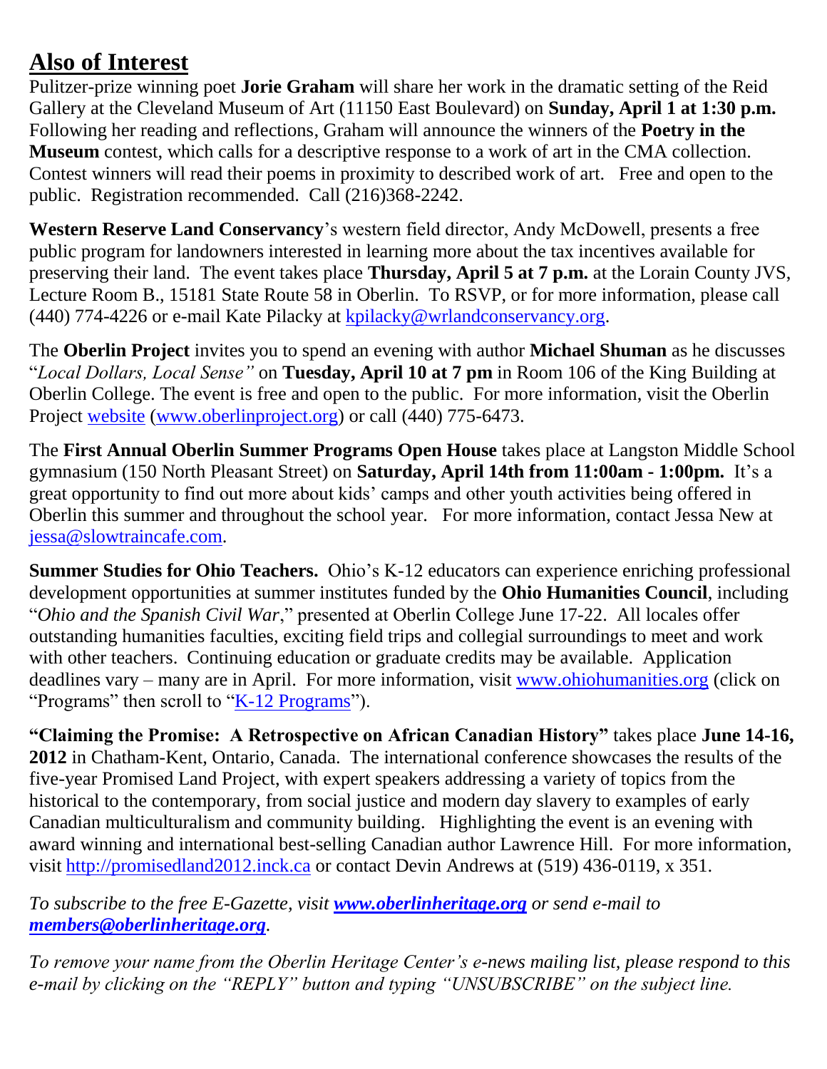## Also of Interest

Pulitzer-prize winning poet **Jorie Graham** will share her work in the dramatic setting of the Reid Gallery at the Cleveland Museum of Art (11150 East Boulevard) on **Sunday, April 1 at 1:30 p.m.** Following her reading and reflections, Graham will announce the winners of the **Poetry in the Museum** contest, which calls for a descriptive response to a work of art in the CMA collection. Contest winners will read their poems in proximity to described work of art. Free and open to the public. Registration recommended. Call (216)368-2242.

**Western Reserve Land Conservancy**'s western field director, Andy McDowell, presents a free public program for landowners interested in learning more about the tax incentives available for preserving their land. The event takes place **Thursday, April 5 at 7 p.m.** at the Lorain County JVS, Lecture Room B., 15181 State Route 58 in Oberlin. To RSVP, or for more information, please call (440) 774-4226 or e-mail Kate Pilacky at kpilacky@wrlandconservancy.org.

The **Oberlin Project** invites you to spend an evening with author **Michael Shuman** as he discusses "*Local Dollars, Local Sense"* on **Tuesday, April 10 at 7 pm** in Room 106 of the King Building at Oberlin College. The event is free and open to the public. For more information, visit the Oberlin Project website (www.oberlinproject.org) or call (440) 775-6473.

The **First Annual Oberlin Summer Programs Open House** takes place at Langston Middle School gymnasium (150 North Pleasant Street) on **Saturday, April 14th from 11:00am - 1:00pm.** It's a great opportunity to find out more about kids' camps and other youth activities being offered in Oberlin this summer and throughout the school year. For more information, contact Jessa New at jessa@slowtraincafe.com.

**Summer Studies for Ohio Teachers.** Ohio's K-12 educators can experience enriching professional development opportunities at summer institutes funded by the **Ohio Humanities Council**, including "*Ohio and the Spanish Civil War*," presented at Oberlin College June 17-22. All locales offer outstanding humanities faculties, exciting field trips and collegial surroundings to meet and work with other teachers. Continuing education or graduate credits may be available. Application deadlines vary – many are in April. For more information, visit www.ohiohumanities.org (click on "Programs" then scroll to "K-12 Programs").

**"Claiming the Promise: A Retrospective on African Canadian History"** takes place **June 14-16, 2012** in Chatham-Kent, Ontario, Canada. The international conference showcases the results of the five-year Promised Land Project, with expert speakers addressing a variety of topics from the historical to the contemporary, from social justice and modern day slavery to examples of early Canadian multiculturalism and community building. Highlighting the event is an evening with award winning and international best-selling Canadian author Lawrence Hill. For more information, visit http://promisedland2012.inck.ca or contact Devin Andrews at (519) 436-0119, x 351.

*To subscribe to the free E-Gazette, visit **www.oberlinheritage.org** or send e-mail to **members@oberlinheritage.org**.*

*To remove your name from the Oberlin Heritage Center's e-news mailing list, please respond to this e-mail by clicking on the "REPLY" button and typing "UNSUBSCRIBE" on the subject line.*